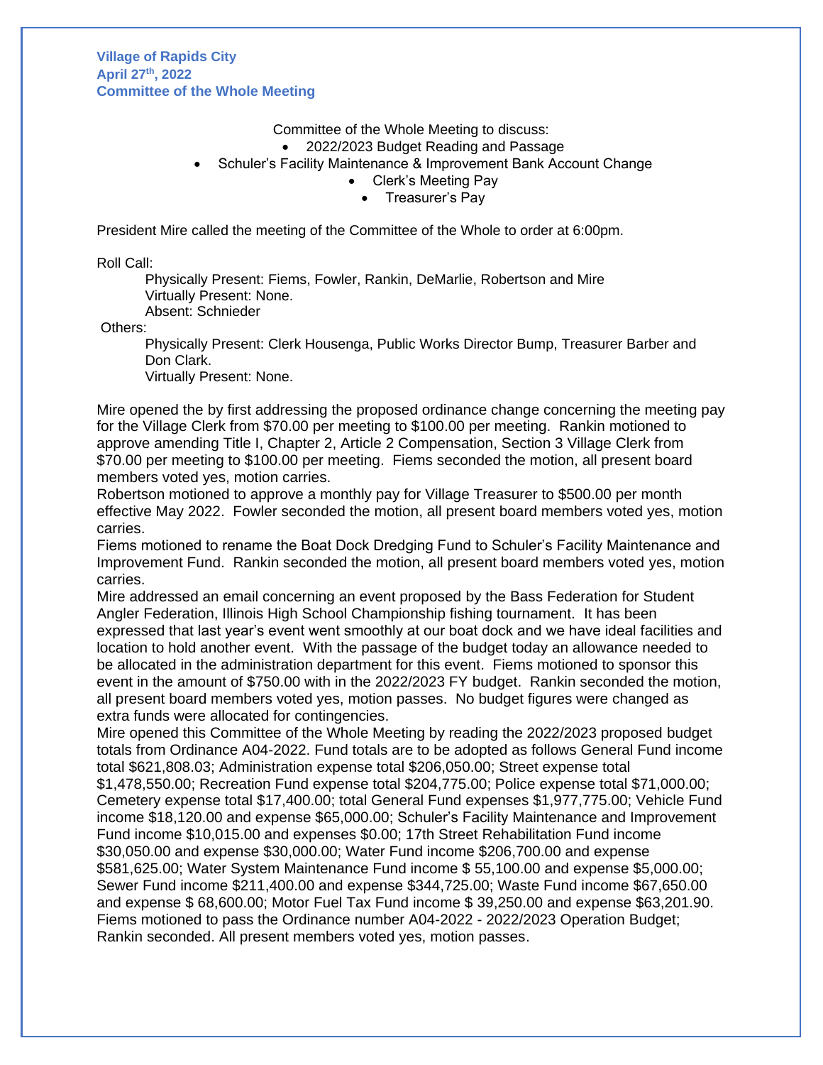**Village of Rapids City**
**April 27th, 2022**
**Committee of the Whole Meeting**

Committee of the Whole Meeting to discuss:

- 2022/2023 Budget Reading and Passage
- Schuler's Facility Maintenance & Improvement Bank Account Change
- Clerk's Meeting Pay
- Treasurer's Pay

President Mire called the meeting of the Committee of the Whole to order at 6:00pm.

Roll Call:

Physically Present: Fiems, Fowler, Rankin, DeMarlie, Robertson and Mire
Virtually Present: None.
Absent: Schnieder

Others:

Physically Present: Clerk Housenga, Public Works Director Bump, Treasurer Barber and Don Clark.
Virtually Present: None.

Mire opened the by first addressing the proposed ordinance change concerning the meeting pay for the Village Clerk from $70.00 per meeting to $100.00 per meeting. Rankin motioned to approve amending Title I, Chapter 2, Article 2 Compensation, Section 3 Village Clerk from $70.00 per meeting to $100.00 per meeting. Fiems seconded the motion, all present board members voted yes, motion carries.
Robertson motioned to approve a monthly pay for Village Treasurer to $500.00 per month effective May 2022. Fowler seconded the motion, all present board members voted yes, motion carries.
Fiems motioned to rename the Boat Dock Dredging Fund to Schuler's Facility Maintenance and Improvement Fund. Rankin seconded the motion, all present board members voted yes, motion carries.
Mire addressed an email concerning an event proposed by the Bass Federation for Student Angler Federation, Illinois High School Championship fishing tournament. It has been expressed that last year's event went smoothly at our boat dock and we have ideal facilities and location to hold another event. With the passage of the budget today an allowance needed to be allocated in the administration department for this event. Fiems motioned to sponsor this event in the amount of $750.00 with in the 2022/2023 FY budget. Rankin seconded the motion, all present board members voted yes, motion passes. No budget figures were changed as extra funds were allocated for contingencies.
Mire opened this Committee of the Whole Meeting by reading the 2022/2023 proposed budget totals from Ordinance A04-2022. Fund totals are to be adopted as follows General Fund income total $621,808.03; Administration expense total $206,050.00; Street expense total $1,478,550.00; Recreation Fund expense total $204,775.00; Police expense total $71,000.00; Cemetery expense total $17,400.00; total General Fund expenses $1,977,775.00; Vehicle Fund income $18,120.00 and expense $65,000.00; Schuler's Facility Maintenance and Improvement Fund income $10,015.00 and expenses $0.00; 17th Street Rehabilitation Fund income $30,050.00 and expense $30,000.00; Water Fund income $206,700.00 and expense $581,625.00; Water System Maintenance Fund income $ 55,100.00 and expense $5,000.00; Sewer Fund income $211,400.00 and expense $344,725.00; Waste Fund income $67,650.00 and expense $ 68,600.00; Motor Fuel Tax Fund income $ 39,250.00 and expense $63,201.90. Fiems motioned to pass the Ordinance number A04-2022 - 2022/2023 Operation Budget; Rankin seconded. All present members voted yes, motion passes.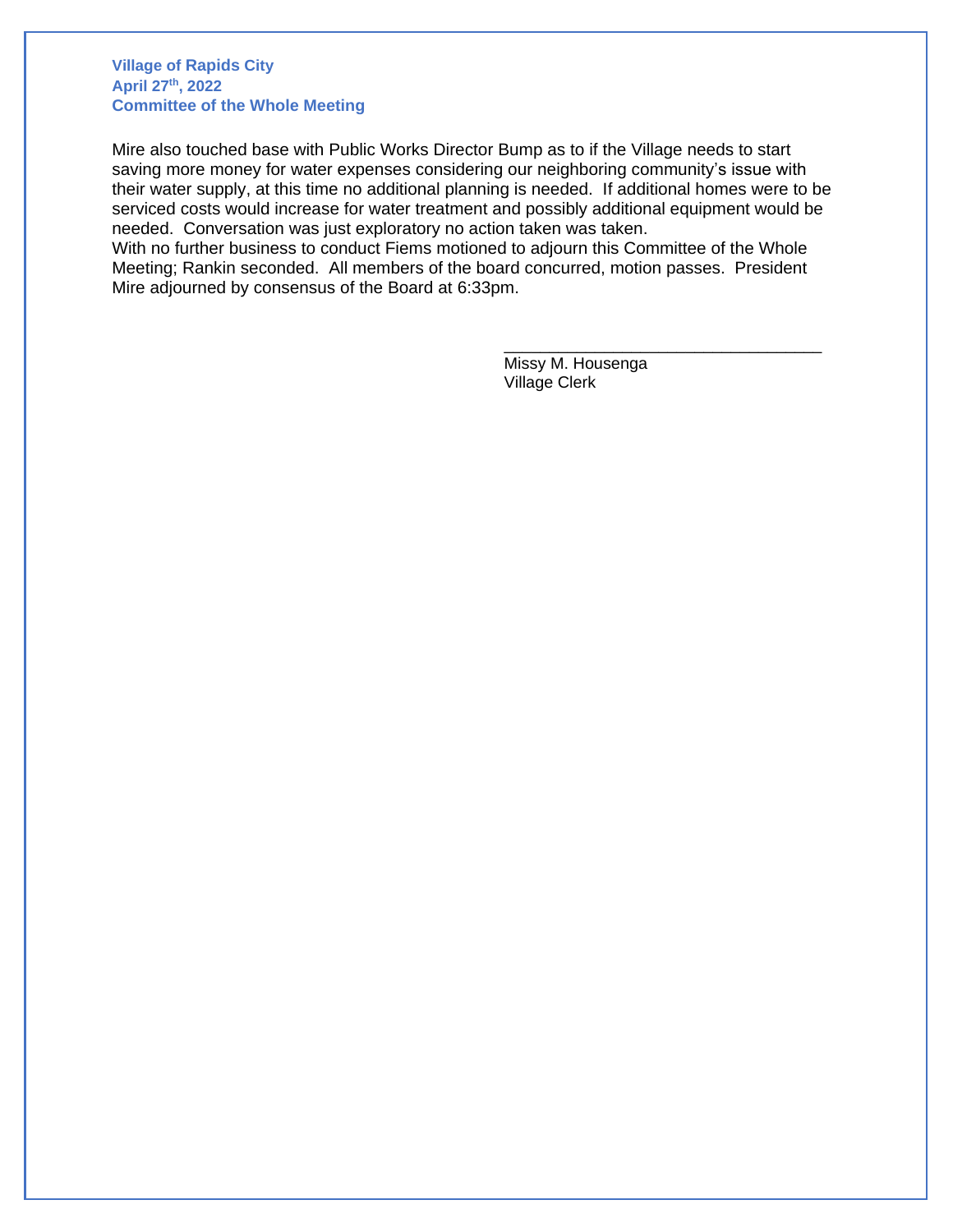Mire also touched base with Public Works Director Bump as to if the Village needs to start saving more money for water expenses considering our neighboring community's issue with their water supply, at this time no additional planning is needed. If additional homes were to be serviced costs would increase for water treatment and possibly additional equipment would be needed. Conversation was just exploratory no action taken was taken.
With no further business to conduct Fiems motioned to adjourn this Committee of the Whole Meeting; Rankin seconded. All members of the board concurred, motion passes. President Mire adjourned by consensus of the Board at 6:33pm.

\_\_\_\_\_\_\_\_\_\_\_\_\_\_\_\_\_\_\_\_\_\_\_\_\_\_\_\_\_\_\_\_\_\_
Missy M. Housenga
Village Clerk